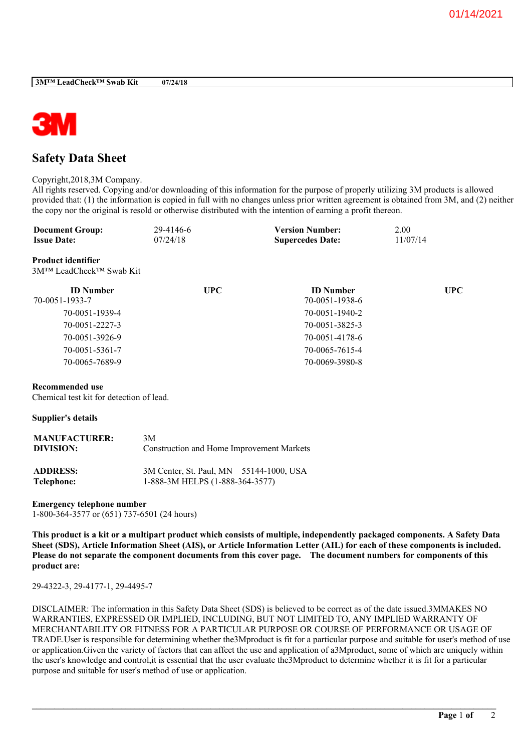# Safety Data Sheet

Copyright,2018,3M Company.
All rights reserved. Copying and/or downloading of this information for the purpose of properly utilizing 3M products is allowed provided that: (1) the information is copied in full with no changes unless prior written agreement is obtained from 3M, and (2) neither the copy nor the original is resold or otherwise distributed with the intention of earning a profit thereon.

| | | | |
|---|---|---|---|
| **Document Group:** | 29-4146-6 | **Version Number:** | 2.00 |
| **Issue Date:** | 07/24/18 | **Supercedes Date:** | 11/07/14 |

**Product identifier**
3M™ LeadCheck™ Swab Kit

| ID Number | UPC | ID Number | UPC |
|---|---|---|---|
| 70-0051-1933-7 | | 70-0051-1938-6 | |
| 70-0051-1939-4 | | 70-0051-1940-2 | |
| 70-0051-2227-3 | | 70-0051-3825-3 | |
| 70-0051-3926-9 | | 70-0051-4178-6 | |
| 70-0051-5361-7 | | 70-0065-7615-4 | |
| 70-0065-7689-9 | | 70-0069-3980-8 | |

**Recommended use**
Chemical test kit for detection of lead.

**Supplier's details**

| | |
|---|---|
| **MANUFACTURER:** | 3M |
| **DIVISION:** | Construction and Home Improvement Markets |
| **ADDRESS:** | 3M Center, St. Paul, MN 55144-1000, USA |
| **Telephone:** | 1-888-3M HELPS (1-888-364-3577) |

**Emergency telephone number**
1-800-364-3577 or (651) 737-6501 (24 hours)

**This product is a kit or a multipart product which consists of multiple, independently packaged components. A Safety Data Sheet (SDS), Article Information Sheet (AIS), or Article Information Letter (AIL) for each of these components is included. Please do not separate the component documents from this cover page. The document numbers for components of this product are:**

29-4322-3, 29-4177-1, 29-4495-7

DISCLAIMER: The information in this Safety Data Sheet (SDS) is believed to be correct as of the date issued.3MMAKES NO WARRANTIES, EXPRESSED OR IMPLIED, INCLUDING, BUT NOT LIMITED TO, ANY IMPLIED WARRANTY OF MERCHANTABILITY OR FITNESS FOR A PARTICULAR PURPOSE OR COURSE OF PERFORMANCE OR USAGE OF TRADE.User is responsible for determining whether the3Mproduct is fit for a particular purpose and suitable for user's method of use or application.Given the variety of factors that can affect the use and application of a3Mproduct, some of which are uniquely within the user's knowledge and control,it is essential that the user evaluate the3Mproduct to determine whether it is fit for a particular purpose and suitable for user's method of use or application.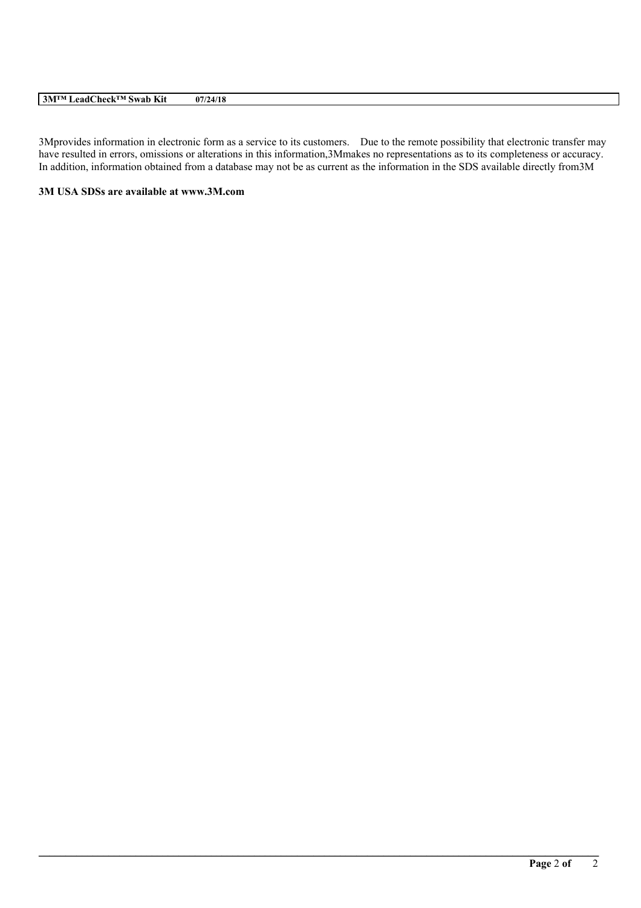3Mprovides information in electronic form as a service to its customers. Due to the remote possibility that electronic transfer may have resulted in errors, omissions or alterations in this information,3Mmakes no representations as to its completeness or accuracy. In addition, information obtained from a database may not be as current as the information in the SDS available directly from3M

**3M USA SDSs are available at www.3M.com**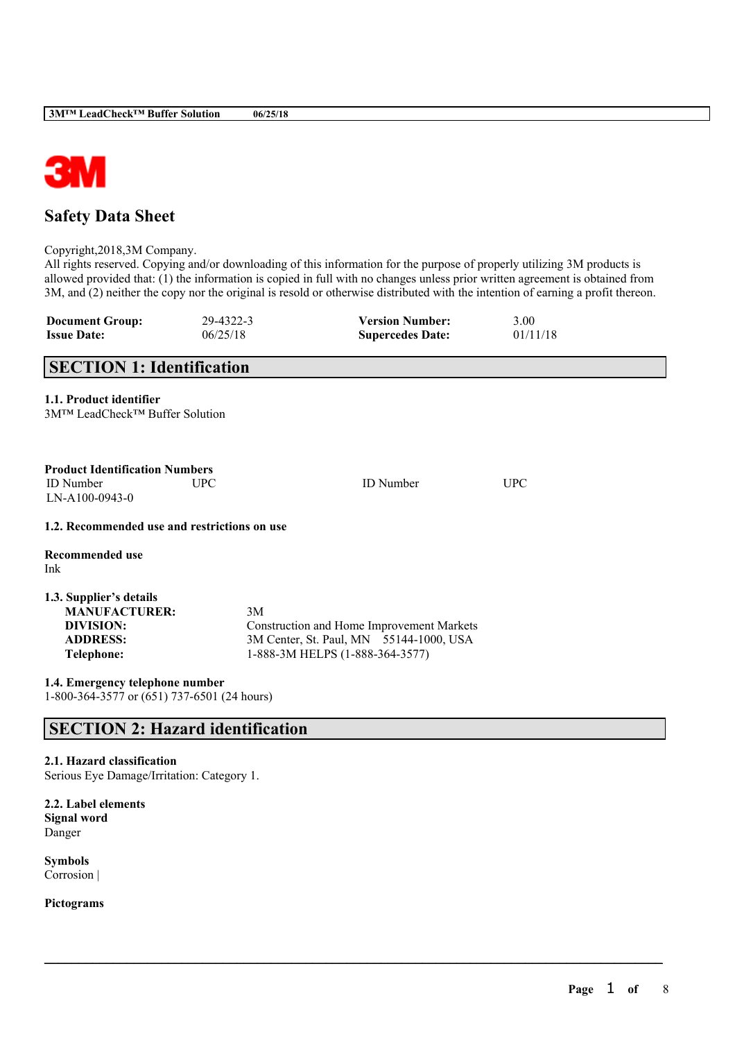**3M**

# Safety Data Sheet

Copyright,2018,3M Company.
All rights reserved. Copying and/or downloading of this information for the purpose of properly utilizing 3M products is allowed provided that: (1) the information is copied in full with no changes unless prior written agreement is obtained from 3M, and (2) neither the copy nor the original is resold or otherwise distributed with the intention of earning a profit thereon.

| **Document Group:** | 29-4322-3 | **Version Number:** | 3.00 |
|---|---|---|---|
| **Issue Date:** | 06/25/18 | **Supercedes Date:** | 01/11/18 |

## SECTION 1: Identification

**1.1. Product identifier**
3M™ LeadCheck™ Buffer Solution

**Product Identification Numbers**

| ID Number | UPC | ID Number | UPC |
|---|---|---|---|
| LN-A100-0943-0 | | | |

**1.2. Recommended use and restrictions on use**

**Recommended use**
Ink

**1.3. Supplier's details**

| | |
|---|---|
| **MANUFACTURER:** | 3M |
| **DIVISION:** | Construction and Home Improvement Markets |
| **ADDRESS:** | 3M Center, St. Paul, MN 55144-1000, USA |
| **Telephone:** | 1-888-3M HELPS (1-888-364-3577) |

**1.4. Emergency telephone number**
1-800-364-3577 or (651) 737-6501 (24 hours)

## SECTION 2: Hazard identification

**2.1. Hazard classification**
Serious Eye Damage/Irritation: Category 1.

**2.2. Label elements**
**Signal word**
Danger

**Symbols**
Corrosion |

**Pictograms**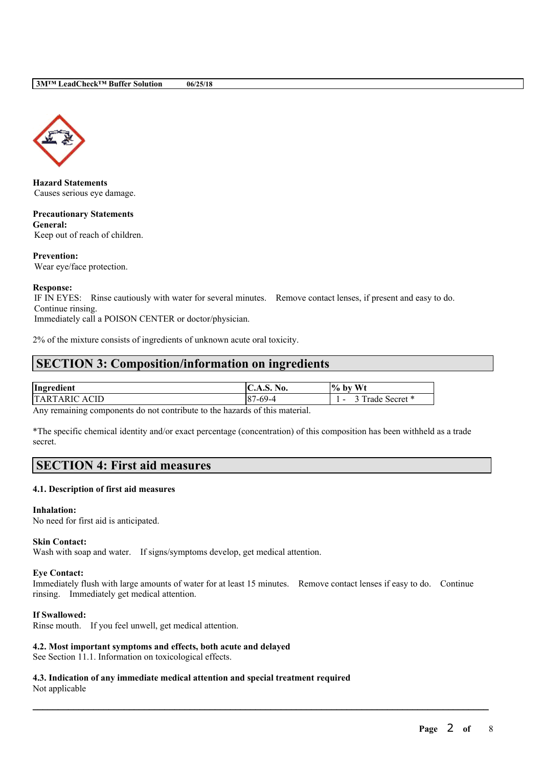**Hazard Statements**
Causes serious eye damage.

**Precautionary Statements**
**General:**
Keep out of reach of children.

**Prevention:**
Wear eye/face protection.

**Response:**
IF IN EYES: Rinse cautiously with water for several minutes. Remove contact lenses, if present and easy to do. Continue rinsing.
Immediately call a POISON CENTER or doctor/physician.

2% of the mixture consists of ingredients of unknown acute oral toxicity.

## SECTION 3: Composition/information on ingredients

| Ingredient | C.A.S. No. | % by Wt |
|---|---|---|
| TARTARIC ACID | 87-69-4 | 1 - 3 Trade Secret * |

Any remaining components do not contribute to the hazards of this material.

*The specific chemical identity and/or exact percentage (concentration) of this composition has been withheld as a trade secret.

## SECTION 4: First aid measures

### 4.1. Description of first aid measures

**Inhalation:**
No need for first aid is anticipated.

**Skin Contact:**
Wash with soap and water. If signs/symptoms develop, get medical attention.

**Eye Contact:**
Immediately flush with large amounts of water for at least 15 minutes. Remove contact lenses if easy to do. Continue rinsing. Immediately get medical attention.

**If Swallowed:**
Rinse mouth. If you feel unwell, get medical attention.

### 4.2. Most important symptoms and effects, both acute and delayed
See Section 11.1. Information on toxicological effects.

### 4.3. Indication of any immediate medical attention and special treatment required
Not applicable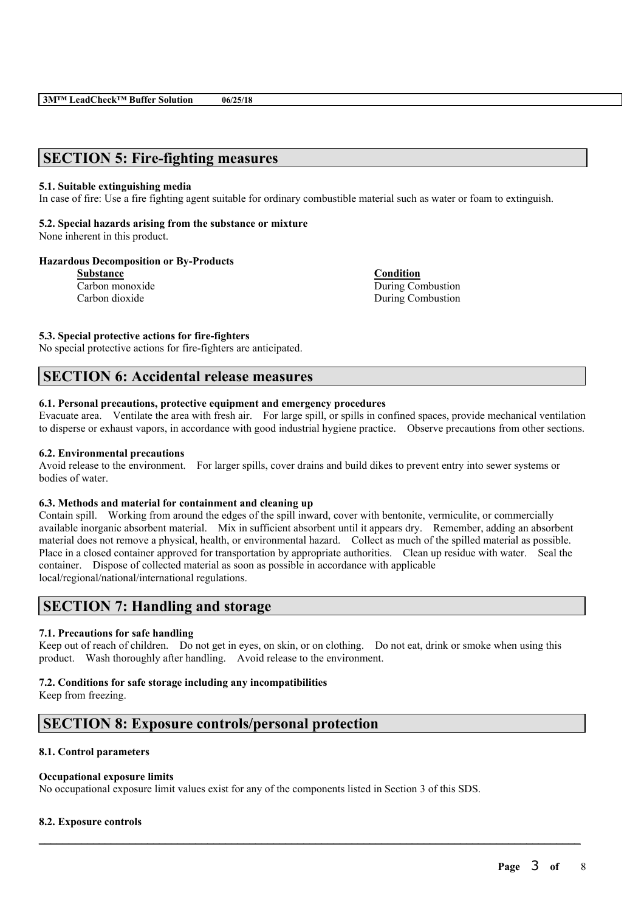## SECTION 5: Fire-fighting measures

### 5.1. Suitable extinguishing media

In case of fire: Use a fire fighting agent suitable for ordinary combustible material such as water or foam to extinguish.

### 5.2. Special hazards arising from the substance or mixture

None inherent in this product.

**Hazardous Decomposition or By-Products**

| Substance | Condition |
| --- | --- |
| Carbon monoxide | During Combustion |
| Carbon dioxide | During Combustion |

### 5.3. Special protective actions for fire-fighters

No special protective actions for fire-fighters are anticipated.

## SECTION 6: Accidental release measures

### 6.1. Personal precautions, protective equipment and emergency procedures

Evacuate area. Ventilate the area with fresh air. For large spill, or spills in confined spaces, provide mechanical ventilation to disperse or exhaust vapors, in accordance with good industrial hygiene practice. Observe precautions from other sections.

### 6.2. Environmental precautions

Avoid release to the environment. For larger spills, cover drains and build dikes to prevent entry into sewer systems or bodies of water.

### 6.3. Methods and material for containment and cleaning up

Contain spill. Working from around the edges of the spill inward, cover with bentonite, vermiculite, or commercially available inorganic absorbent material. Mix in sufficient absorbent until it appears dry. Remember, adding an absorbent material does not remove a physical, health, or environmental hazard. Collect as much of the spilled material as possible. Place in a closed container approved for transportation by appropriate authorities. Clean up residue with water. Seal the container. Dispose of collected material as soon as possible in accordance with applicable local/regional/national/international regulations.

## SECTION 7: Handling and storage

### 7.1. Precautions for safe handling

Keep out of reach of children. Do not get in eyes, on skin, or on clothing. Do not eat, drink or smoke when using this product. Wash thoroughly after handling. Avoid release to the environment.

### 7.2. Conditions for safe storage including any incompatibilities

Keep from freezing.

## SECTION 8: Exposure controls/personal protection

### 8.1. Control parameters

**Occupational exposure limits**

No occupational exposure limit values exist for any of the components listed in Section 3 of this SDS.

### 8.2. Exposure controls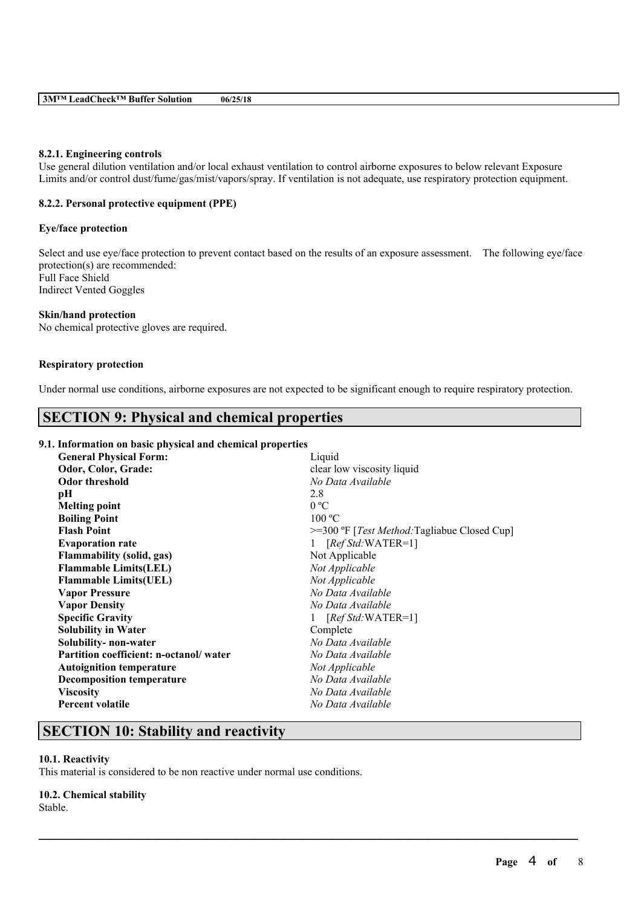#### 8.2.1. Engineering controls
Use general dilution ventilation and/or local exhaust ventilation to control airborne exposures to below relevant Exposure Limits and/or control dust/fume/gas/mist/vapors/spray. If ventilation is not adequate, use respiratory protection equipment.

#### 8.2.2. Personal protective equipment (PPE)

**Eye/face protection**

Select and use eye/face protection to prevent contact based on the results of an exposure assessment. The following eye/face protection(s) are recommended:
Full Face Shield
Indirect Vented Goggles

**Skin/hand protection**
No chemical protective gloves are required.

**Respiratory protection**

Under normal use conditions, airborne exposures are not expected to be significant enough to require respiratory protection.

## SECTION 9: Physical and chemical properties

#### 9.1. Information on basic physical and chemical properties

| | |
|---|---|
| **General Physical Form:** | Liquid |
| **Odor, Color, Grade:** | clear low viscosity liquid |
| **Odor threshold** | *No Data Available* |
| **pH** | 2.8 |
| **Melting point** | 0 ºC |
| **Boiling Point** | 100 ºC |
| **Flash Point** | >=300 ºF [*Test Method:*Tagliabue Closed Cup] |
| **Evaporation rate** | 1 [*Ref Std:*WATER=1] |
| **Flammability (solid, gas)** | Not Applicable |
| **Flammable Limits(LEL)** | *Not Applicable* |
| **Flammable Limits(UEL)** | *Not Applicable* |
| **Vapor Pressure** | *No Data Available* |
| **Vapor Density** | *No Data Available* |
| **Specific Gravity** | 1 [*Ref Std:*WATER=1] |
| **Solubility in Water** | Complete |
| **Solubility- non-water** | *No Data Available* |
| **Partition coefficient: n-octanol/ water** | *No Data Available* |
| **Autoignition temperature** | *Not Applicable* |
| **Decomposition temperature** | *No Data Available* |
| **Viscosity** | *No Data Available* |
| **Percent volatile** | *No Data Available* |

## SECTION 10: Stability and reactivity

#### 10.1. Reactivity
This material is considered to be non reactive under normal use conditions.

#### 10.2. Chemical stability
Stable.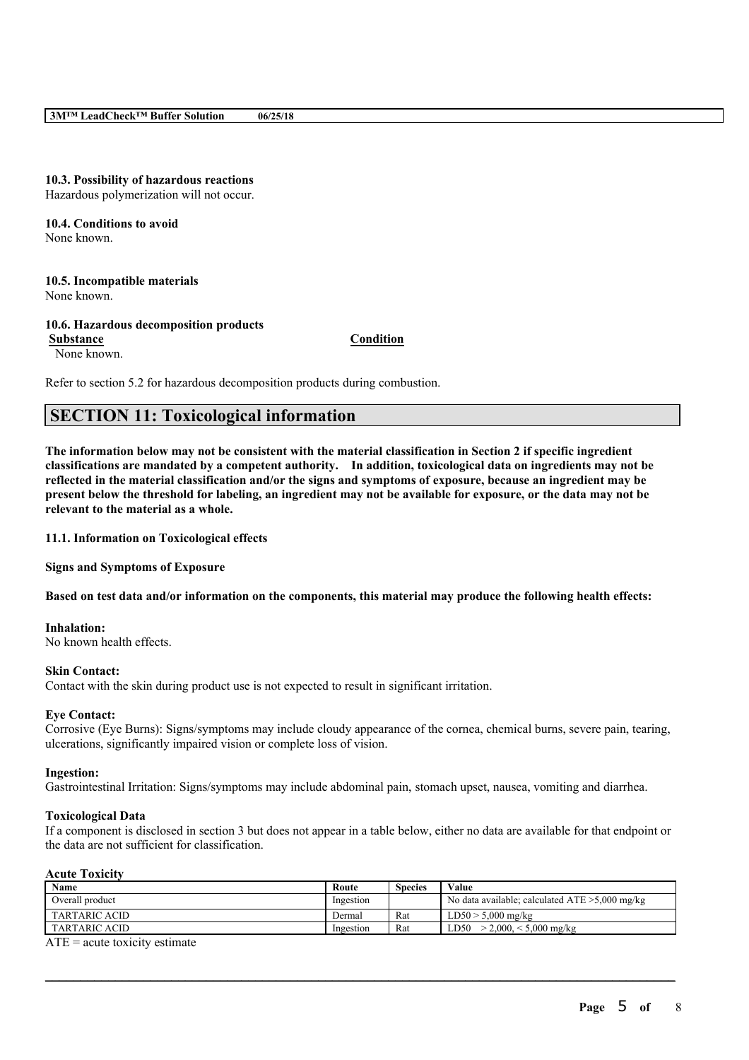**10.3. Possibility of hazardous reactions**
Hazardous polymerization will not occur.

**10.4. Conditions to avoid**
None known.

**10.5. Incompatible materials**
None known.

**10.6. Hazardous decomposition products**

| Substance | Condition |
|---|---|
| None known. | |

Refer to section 5.2 for hazardous decomposition products during combustion.

## SECTION 11: Toxicological information

**The information below may not be consistent with the material classification in Section 2 if specific ingredient classifications are mandated by a competent authority. In addition, toxicological data on ingredients may not be reflected in the material classification and/or the signs and symptoms of exposure, because an ingredient may be present below the threshold for labeling, an ingredient may not be available for exposure, or the data may not be relevant to the material as a whole.**

**11.1. Information on Toxicological effects**

**Signs and Symptoms of Exposure**

**Based on test data and/or information on the components, this material may produce the following health effects:**

**Inhalation:**
No known health effects.

**Skin Contact:**
Contact with the skin during product use is not expected to result in significant irritation.

**Eye Contact:**
Corrosive (Eye Burns): Signs/symptoms may include cloudy appearance of the cornea, chemical burns, severe pain, tearing, ulcerations, significantly impaired vision or complete loss of vision.

**Ingestion:**
Gastrointestinal Irritation: Signs/symptoms may include abdominal pain, stomach upset, nausea, vomiting and diarrhea.

**Toxicological Data**
If a component is disclosed in section 3 but does not appear in a table below, either no data are available for that endpoint or the data are not sufficient for classification.

**Acute Toxicity**

| Name | Route | Species | Value |
|---|---|---|---|
| Overall product | Ingestion | | No data available; calculated ATE >5,000 mg/kg |
| TARTARIC ACID | Dermal | Rat | LD50 > 5,000 mg/kg |
| TARTARIC ACID | Ingestion | Rat | LD50 > 2,000, < 5,000 mg/kg |

ATE = acute toxicity estimate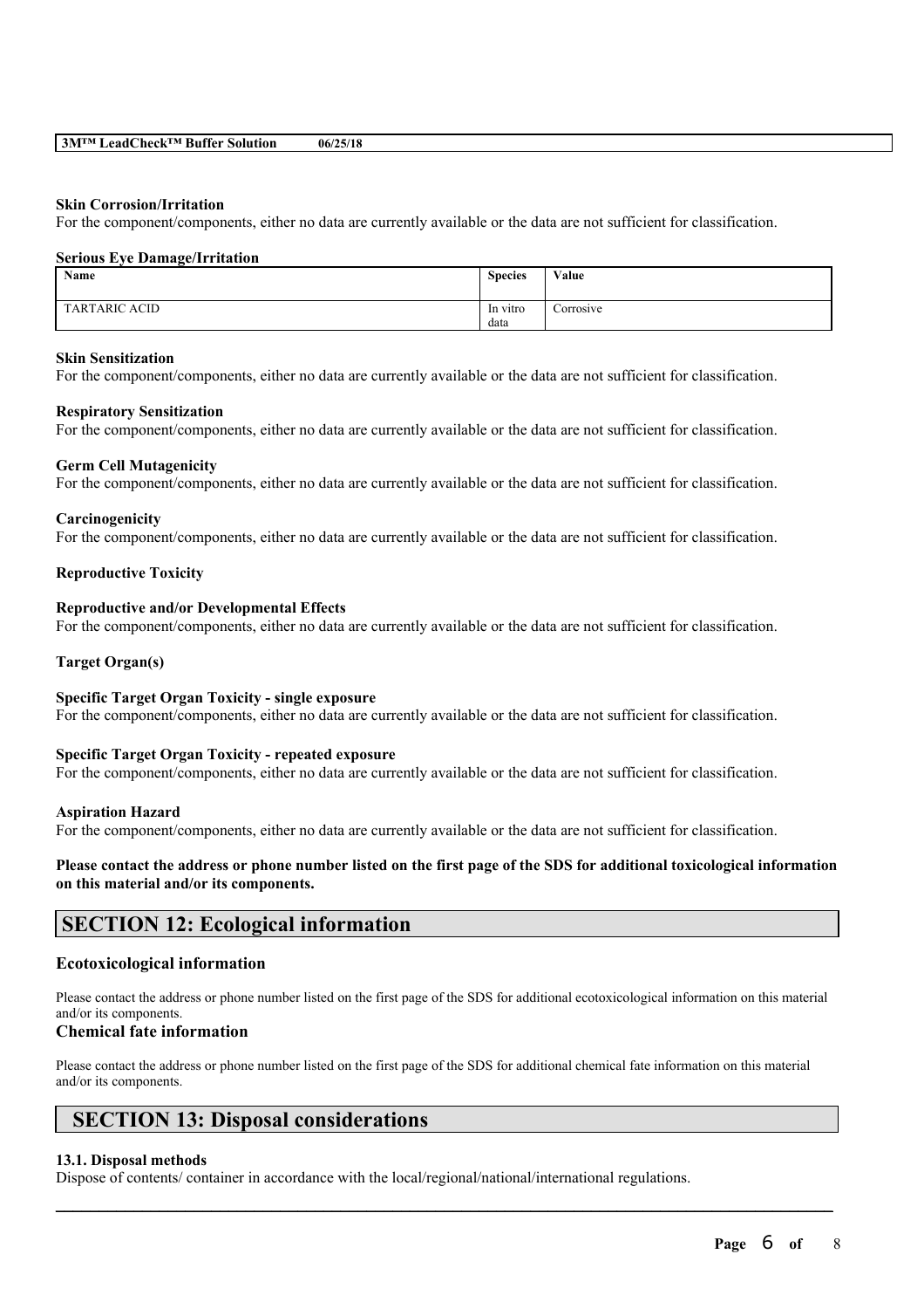**Skin Corrosion/Irritation**

For the component/components, either no data are currently available or the data are not sufficient for classification.

**Serious Eye Damage/Irritation**

| Name | Species | Value |
|---|---|---|
| TARTARIC ACID | In vitro data | Corrosive |

**Skin Sensitization**

For the component/components, either no data are currently available or the data are not sufficient for classification.

**Respiratory Sensitization**

For the component/components, either no data are currently available or the data are not sufficient for classification.

**Germ Cell Mutagenicity**

For the component/components, either no data are currently available or the data are not sufficient for classification.

**Carcinogenicity**

For the component/components, either no data are currently available or the data are not sufficient for classification.

**Reproductive Toxicity**

**Reproductive and/or Developmental Effects**

For the component/components, either no data are currently available or the data are not sufficient for classification.

**Target Organ(s)**

**Specific Target Organ Toxicity - single exposure**

For the component/components, either no data are currently available or the data are not sufficient for classification.

**Specific Target Organ Toxicity - repeated exposure**

For the component/components, either no data are currently available or the data are not sufficient for classification.

**Aspiration Hazard**

For the component/components, either no data are currently available or the data are not sufficient for classification.

**Please contact the address or phone number listed on the first page of the SDS for additional toxicological information on this material and/or its components.**

## SECTION 12: Ecological information

### Ecotoxicological information

Please contact the address or phone number listed on the first page of the SDS for additional ecotoxicological information on this material and/or its components.

### Chemical fate information

Please contact the address or phone number listed on the first page of the SDS for additional chemical fate information on this material and/or its components.

## SECTION 13: Disposal considerations

**13.1. Disposal methods**

Dispose of contents/ container in accordance with the local/regional/national/international regulations.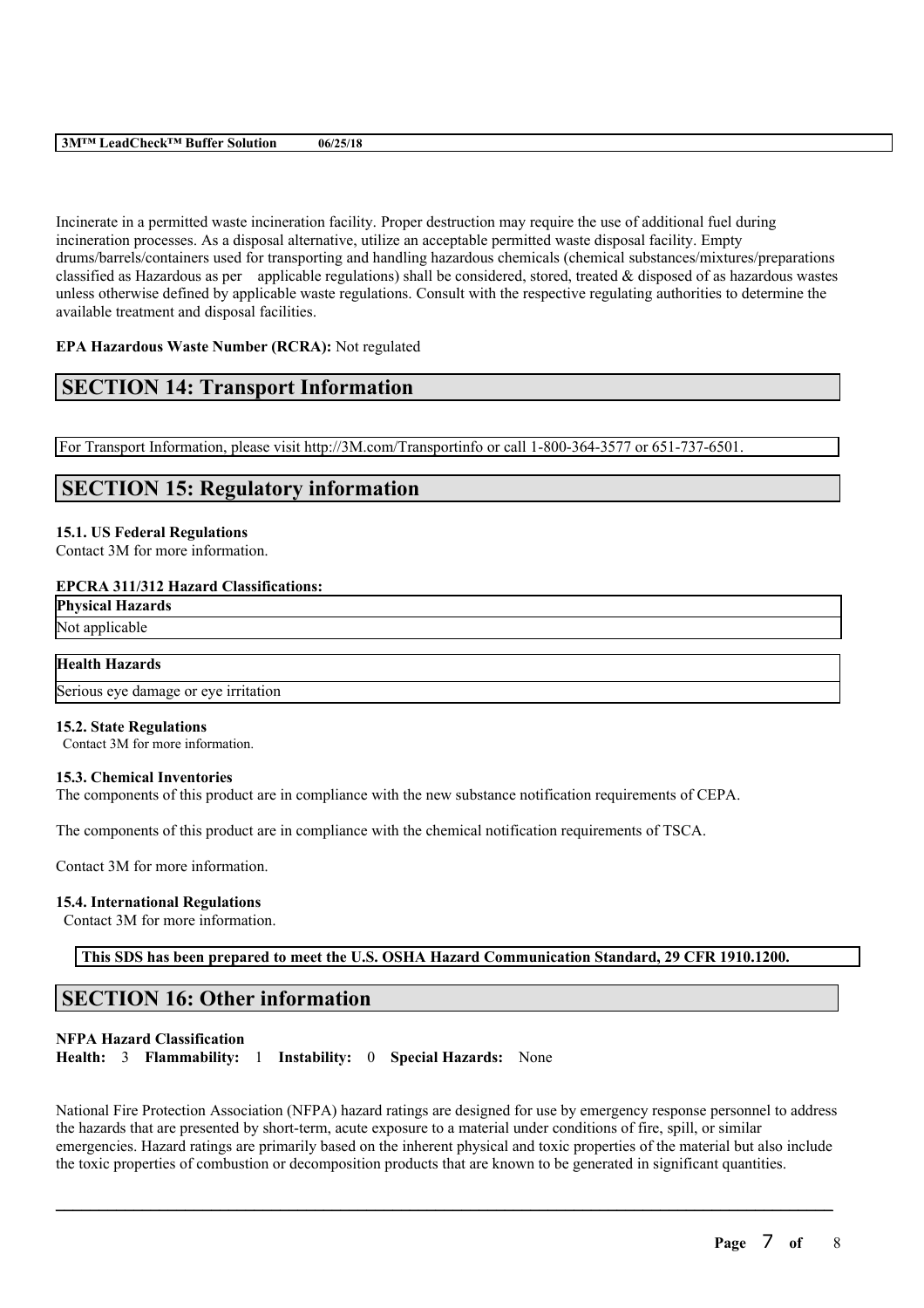Incinerate in a permitted waste incineration facility. Proper destruction may require the use of additional fuel during incineration processes. As a disposal alternative, utilize an acceptable permitted waste disposal facility. Empty drums/barrels/containers used for transporting and handling hazardous chemicals (chemical substances/mixtures/preparations classified as Hazardous as per applicable regulations) shall be considered, stored, treated & disposed of as hazardous wastes unless otherwise defined by applicable waste regulations. Consult with the respective regulating authorities to determine the available treatment and disposal facilities.

**EPA Hazardous Waste Number (RCRA):** Not regulated

## SECTION 14: Transport Information

For Transport Information, please visit http://3M.com/Transportinfo or call 1-800-364-3577 or 651-737-6501.

## SECTION 15: Regulatory information

### 15.1. US Federal Regulations

Contact 3M for more information.

**EPCRA 311/312 Hazard Classifications:**

| Physical Hazards |
|---|
| Not applicable |

| Health Hazards |
|---|
| Serious eye damage or eye irritation |

### 15.2. State Regulations

Contact 3M for more information.

### 15.3. Chemical Inventories

The components of this product are in compliance with the new substance notification requirements of CEPA.

The components of this product are in compliance with the chemical notification requirements of TSCA.

Contact 3M for more information.

### 15.4. International Regulations

Contact 3M for more information.

**This SDS has been prepared to meet the U.S. OSHA Hazard Communication Standard, 29 CFR 1910.1200.**

## SECTION 16: Other information

**NFPA Hazard Classification**

**Health:** 3 **Flammability:** 1 **Instability:** 0 **Special Hazards:** None

National Fire Protection Association (NFPA) hazard ratings are designed for use by emergency response personnel to address the hazards that are presented by short-term, acute exposure to a material under conditions of fire, spill, or similar emergencies. Hazard ratings are primarily based on the inherent physical and toxic properties of the material but also include the toxic properties of combustion or decomposition products that are known to be generated in significant quantities.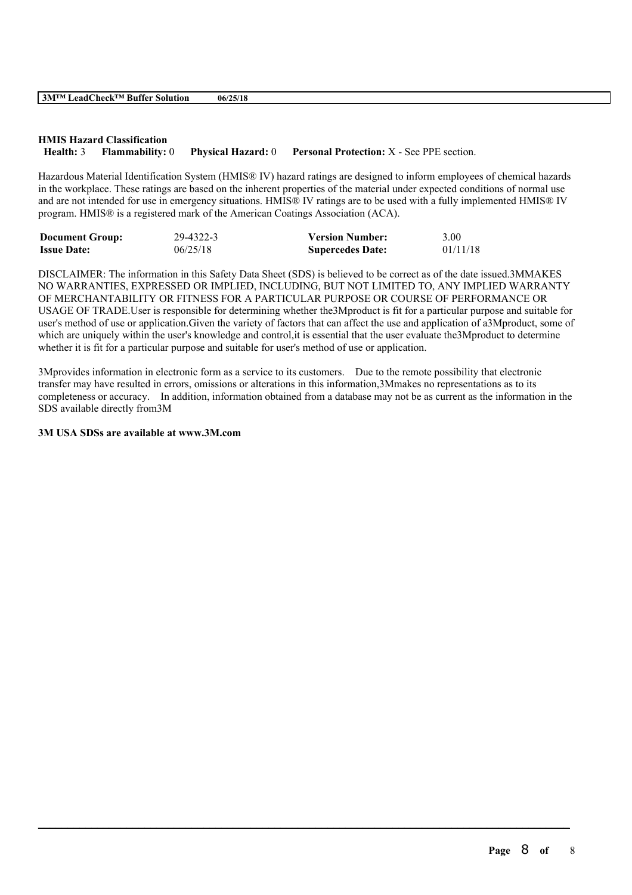**HMIS Hazard Classification**

**Health:** 3 **Flammability:** 0 **Physical Hazard:** 0 **Personal Protection:** X - See PPE section.

Hazardous Material Identification System (HMIS® IV) hazard ratings are designed to inform employees of chemical hazards in the workplace. These ratings are based on the inherent properties of the material under expected conditions of normal use and are not intended for use in emergency situations. HMIS® IV ratings are to be used with a fully implemented HMIS® IV program. HMIS® is a registered mark of the American Coatings Association (ACA).

| **Document Group:** | 29-4322-3 | **Version Number:** | 3.00 |
|---|---|---|---|
| **Issue Date:** | 06/25/18 | **Supercedes Date:** | 01/11/18 |

DISCLAIMER: The information in this Safety Data Sheet (SDS) is believed to be correct as of the date issued.3MMAKES NO WARRANTIES, EXPRESSED OR IMPLIED, INCLUDING, BUT NOT LIMITED TO, ANY IMPLIED WARRANTY OF MERCHANTABILITY OR FITNESS FOR A PARTICULAR PURPOSE OR COURSE OF PERFORMANCE OR USAGE OF TRADE.User is responsible for determining whether the3Mproduct is fit for a particular purpose and suitable for user's method of use or application.Given the variety of factors that can affect the use and application of a3Mproduct, some of which are uniquely within the user's knowledge and control,it is essential that the user evaluate the3Mproduct to determine whether it is fit for a particular purpose and suitable for user's method of use or application.

3Mprovides information in electronic form as a service to its customers. Due to the remote possibility that electronic transfer may have resulted in errors, omissions or alterations in this information,3Mmakes no representations as to its completeness or accuracy. In addition, information obtained from a database may not be as current as the information in the SDS available directly from3M

**3M USA SDSs are available at www.3M.com**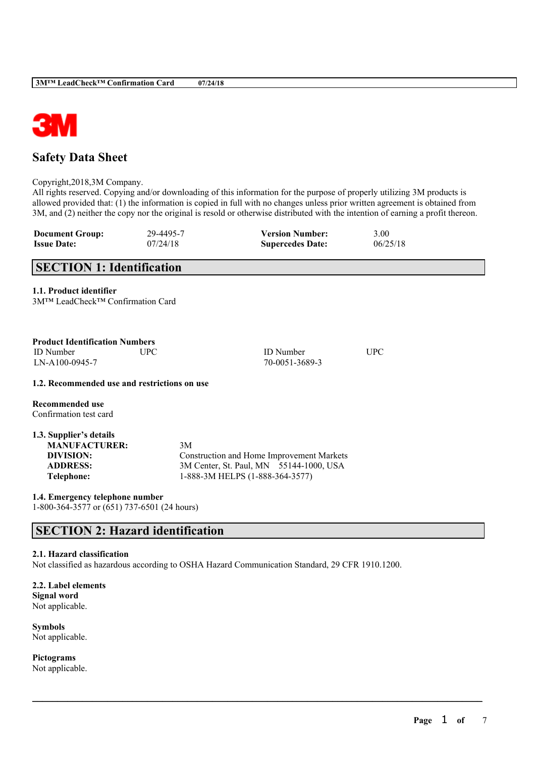# Safety Data Sheet

Copyright,2018,3M Company.
All rights reserved. Copying and/or downloading of this information for the purpose of properly utilizing 3M products is allowed provided that: (1) the information is copied in full with no changes unless prior written agreement is obtained from 3M, and (2) neither the copy nor the original is resold or otherwise distributed with the intention of earning a profit thereon.

| | | | |
|---|---|---|---|
| **Document Group:** | 29-4495-7 | **Version Number:** | 3.00 |
| **Issue Date:** | 07/24/18 | **Supercedes Date:** | 06/25/18 |

## SECTION 1: Identification

### 1.1. Product identifier

3M™ LeadCheck™ Confirmation Card

**Product Identification Numbers**

| ID Number | UPC | ID Number | UPC |
|---|---|---|---|
| LN-A100-0945-7 | | 70-0051-3689-3 | |

### 1.2. Recommended use and restrictions on use

**Recommended use**
Confirmation test card

### 1.3. Supplier's details

| | |
|---|---|
| **MANUFACTURER:** | 3M |
| **DIVISION:** | Construction and Home Improvement Markets |
| **ADDRESS:** | 3M Center, St. Paul, MN 55144-1000, USA |
| **Telephone:** | 1-888-3M HELPS (1-888-364-3577) |

### 1.4. Emergency telephone number

1-800-364-3577 or (651) 737-6501 (24 hours)

## SECTION 2: Hazard identification

### 2.1. Hazard classification

Not classified as hazardous according to OSHA Hazard Communication Standard, 29 CFR 1910.1200.

### 2.2. Label elements

**Signal word**
Not applicable.

**Symbols**
Not applicable.

**Pictograms**
Not applicable.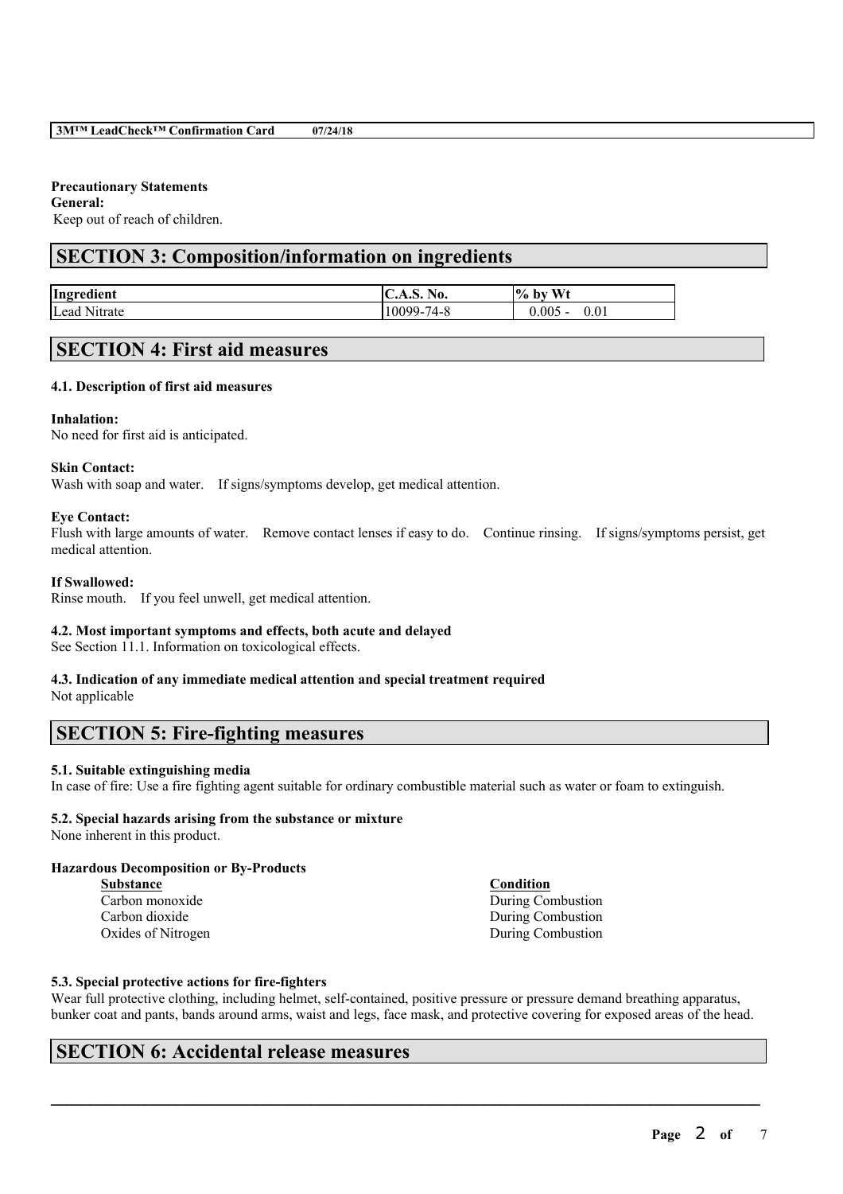**Precautionary Statements**

**General:**

Keep out of reach of children.

## SECTION 3: Composition/information on ingredients

| Ingredient | C.A.S. No. | % by Wt |
|---|---|---|
| Lead Nitrate | 10099-74-8 | 0.005 - 0.01 |

## SECTION 4: First aid measures

### 4.1. Description of first aid measures

**Inhalation:**

No need for first aid is anticipated.

**Skin Contact:**

Wash with soap and water. If signs/symptoms develop, get medical attention.

**Eye Contact:**

Flush with large amounts of water. Remove contact lenses if easy to do. Continue rinsing. If signs/symptoms persist, get medical attention.

**If Swallowed:**

Rinse mouth. If you feel unwell, get medical attention.

### 4.2. Most important symptoms and effects, both acute and delayed

See Section 11.1. Information on toxicological effects.

### 4.3. Indication of any immediate medical attention and special treatment required

Not applicable

## SECTION 5: Fire-fighting measures

### 5.1. Suitable extinguishing media

In case of fire: Use a fire fighting agent suitable for ordinary combustible material such as water or foam to extinguish.

### 5.2. Special hazards arising from the substance or mixture

None inherent in this product.

**Hazardous Decomposition or By-Products**

| Substance | Condition |
|---|---|
| Carbon monoxide | During Combustion |
| Carbon dioxide | During Combustion |
| Oxides of Nitrogen | During Combustion |

### 5.3. Special protective actions for fire-fighters

Wear full protective clothing, including helmet, self-contained, positive pressure or pressure demand breathing apparatus, bunker coat and pants, bands around arms, waist and legs, face mask, and protective covering for exposed areas of the head.

## SECTION 6: Accidental release measures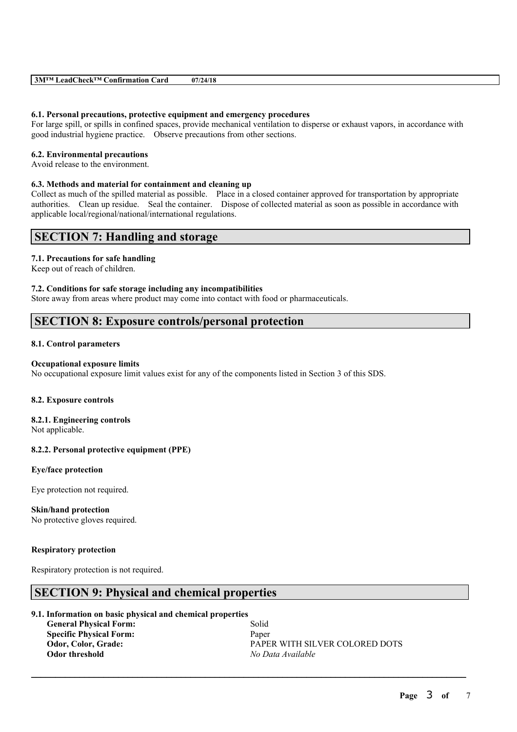#### 6.1. Personal precautions, protective equipment and emergency procedures

For large spill, or spills in confined spaces, provide mechanical ventilation to disperse or exhaust vapors, in accordance with good industrial hygiene practice. Observe precautions from other sections.

#### 6.2. Environmental precautions

Avoid release to the environment.

#### 6.3. Methods and material for containment and cleaning up

Collect as much of the spilled material as possible. Place in a closed container approved for transportation by appropriate authorities. Clean up residue. Seal the container. Dispose of collected material as soon as possible in accordance with applicable local/regional/national/international regulations.

## SECTION 7: Handling and storage

#### 7.1. Precautions for safe handling

Keep out of reach of children.

#### 7.2. Conditions for safe storage including any incompatibilities

Store away from areas where product may come into contact with food or pharmaceuticals.

## SECTION 8: Exposure controls/personal protection

#### 8.1. Control parameters

**Occupational exposure limits**

No occupational exposure limit values exist for any of the components listed in Section 3 of this SDS.

#### 8.2. Exposure controls

#### 8.2.1. Engineering controls

Not applicable.

#### 8.2.2. Personal protective equipment (PPE)

**Eye/face protection**

Eye protection not required.

**Skin/hand protection**

No protective gloves required.

**Respiratory protection**

Respiratory protection is not required.

## SECTION 9: Physical and chemical properties

#### 9.1. Information on basic physical and chemical properties

| | |
|---|---|
| **General Physical Form:** | Solid |
| **Specific Physical Form:** | Paper |
| **Odor, Color, Grade:** | PAPER WITH SILVER COLORED DOTS |
| **Odor threshold** | *No Data Available* |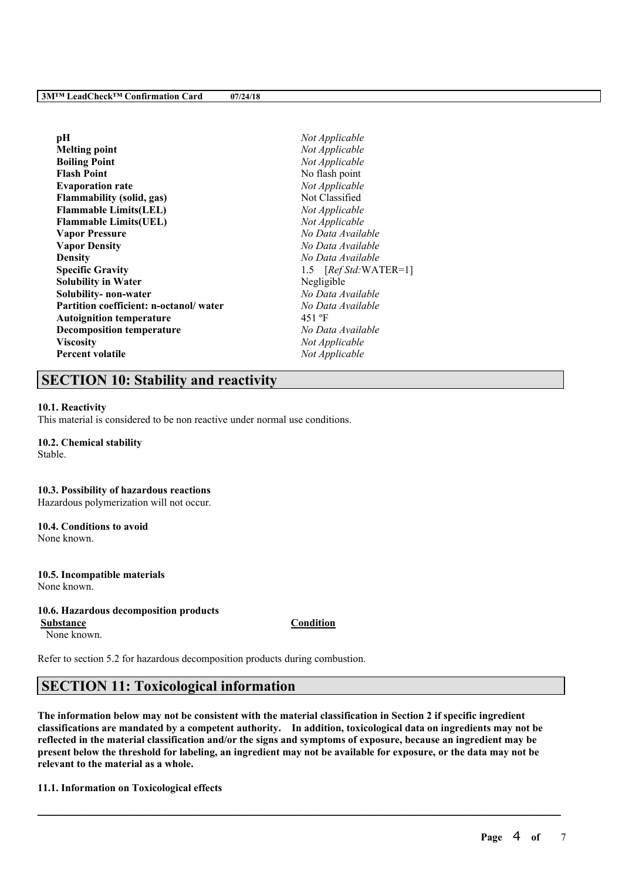| Property | Value |
|---|---|
| **pH** | *Not Applicable* |
| **Melting point** | *Not Applicable* |
| **Boiling Point** | *Not Applicable* |
| **Flash Point** | No flash point |
| **Evaporation rate** | *Not Applicable* |
| **Flammability (solid, gas)** | Not Classified |
| **Flammable Limits(LEL)** | *Not Applicable* |
| **Flammable Limits(UEL)** | *Not Applicable* |
| **Vapor Pressure** | *No Data Available* |
| **Vapor Density** | *No Data Available* |
| **Density** | *No Data Available* |
| **Specific Gravity** | 1.5 [*Ref Std:*WATER=1] |
| **Solubility in Water** | Negligible |
| **Solubility- non-water** | *No Data Available* |
| **Partition coefficient: n-octanol/ water** | *No Data Available* |
| **Autoignition temperature** | 451 ºF |
| **Decomposition temperature** | *No Data Available* |
| **Viscosity** | *Not Applicable* |
| **Percent volatile** | *Not Applicable* |

## SECTION 10: Stability and reactivity

**10.1. Reactivity**
This material is considered to be non reactive under normal use conditions.

**10.2. Chemical stability**
Stable.

**10.3. Possibility of hazardous reactions**
Hazardous polymerization will not occur.

**10.4. Conditions to avoid**
None known.

**10.5. Incompatible materials**
None known.

**10.6. Hazardous decomposition products**

| Substance | Condition |
|---|---|
| None known. | |

Refer to section 5.2 for hazardous decomposition products during combustion.

## SECTION 11: Toxicological information

**The information below may not be consistent with the material classification in Section 2 if specific ingredient classifications are mandated by a competent authority. In addition, toxicological data on ingredients may not be reflected in the material classification and/or the signs and symptoms of exposure, because an ingredient may be present below the threshold for labeling, an ingredient may not be available for exposure, or the data may not be relevant to the material as a whole.**

**11.1. Information on Toxicological effects**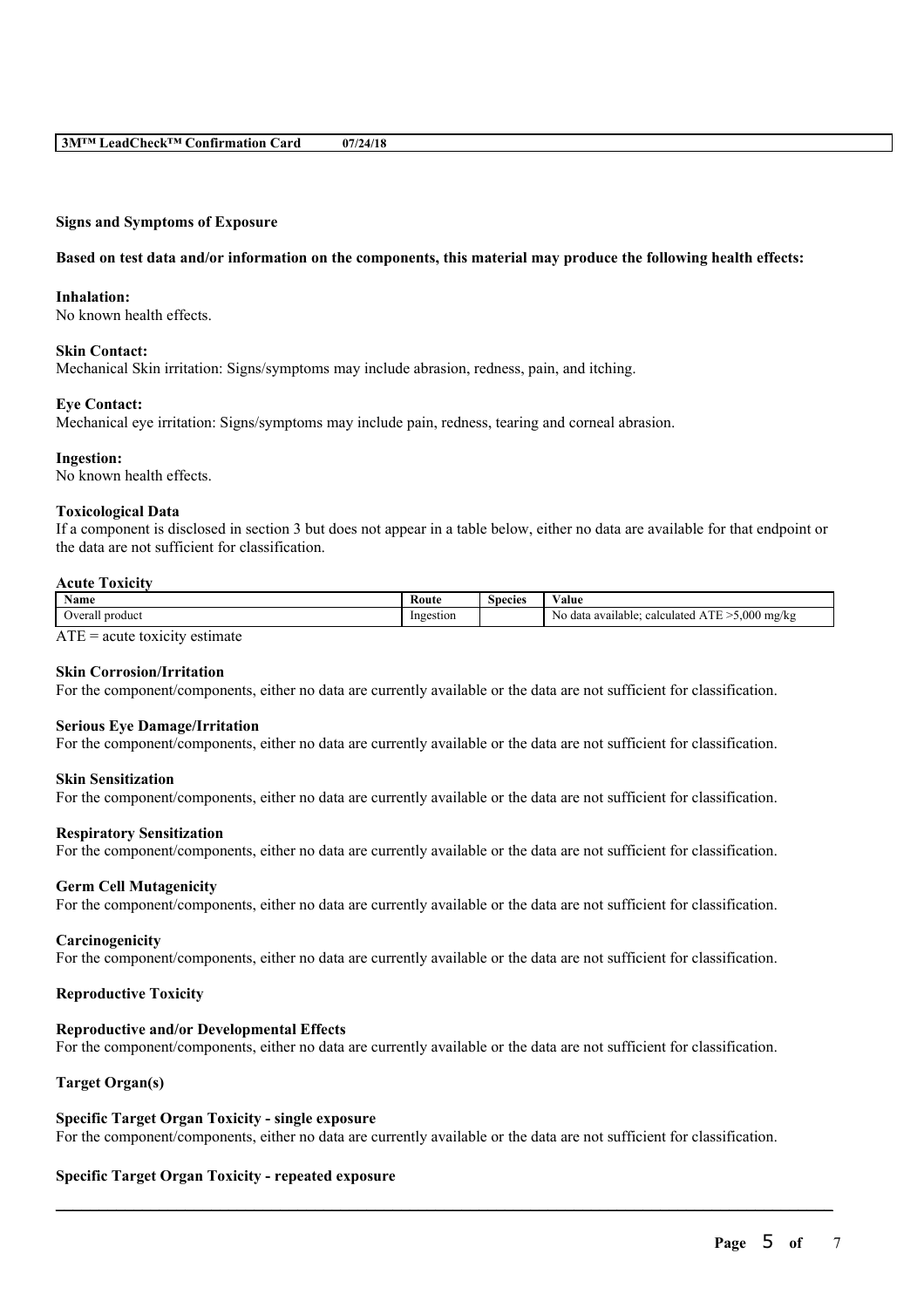### Signs and Symptoms of Exposure

**Based on test data and/or information on the components, this material may produce the following health effects:**

**Inhalation:**
No known health effects.

**Skin Contact:**
Mechanical Skin irritation: Signs/symptoms may include abrasion, redness, pain, and itching.

**Eye Contact:**
Mechanical eye irritation: Signs/symptoms may include pain, redness, tearing and corneal abrasion.

**Ingestion:**
No known health effects.

### Toxicological Data

If a component is disclosed in section 3 but does not appear in a table below, either no data are available for that endpoint or the data are not sufficient for classification.

**Acute Toxicity**

| Name | Route | Species | Value |
|---|---|---|---|
| Overall product | Ingestion | | No data available; calculated ATE >5,000 mg/kg |

ATE = acute toxicity estimate

**Skin Corrosion/Irritation**
For the component/components, either no data are currently available or the data are not sufficient for classification.

**Serious Eye Damage/Irritation**
For the component/components, either no data are currently available or the data are not sufficient for classification.

**Skin Sensitization**
For the component/components, either no data are currently available or the data are not sufficient for classification.

**Respiratory Sensitization**
For the component/components, either no data are currently available or the data are not sufficient for classification.

**Germ Cell Mutagenicity**
For the component/components, either no data are currently available or the data are not sufficient for classification.

**Carcinogenicity**
For the component/components, either no data are currently available or the data are not sufficient for classification.

**Reproductive Toxicity**

**Reproductive and/or Developmental Effects**
For the component/components, either no data are currently available or the data are not sufficient for classification.

**Target Organ(s)**

**Specific Target Organ Toxicity - single exposure**
For the component/components, either no data are currently available or the data are not sufficient for classification.

**Specific Target Organ Toxicity - repeated exposure**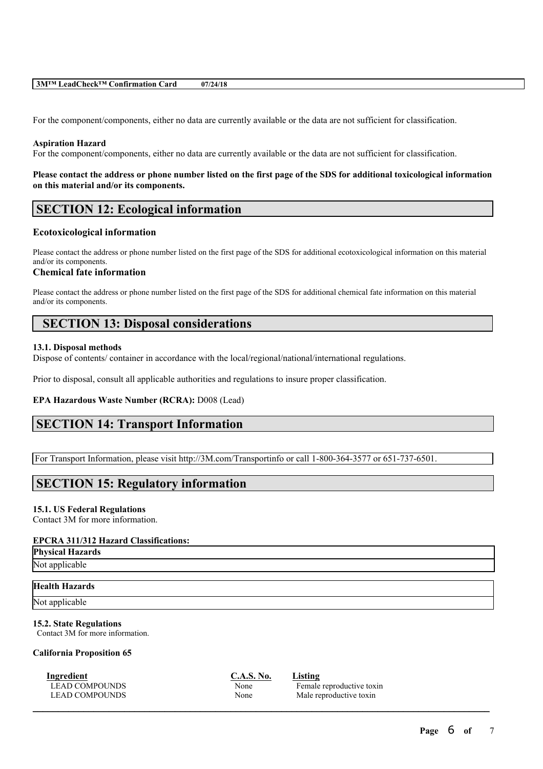For the component/components, either no data are currently available or the data are not sufficient for classification.

**Aspiration Hazard**

For the component/components, either no data are currently available or the data are not sufficient for classification.

**Please contact the address or phone number listed on the first page of the SDS for additional toxicological information on this material and/or its components.**

## SECTION 12: Ecological information

### Ecotoxicological information

Please contact the address or phone number listed on the first page of the SDS for additional ecotoxicological information on this material and/or its components.

### Chemical fate information

Please contact the address or phone number listed on the first page of the SDS for additional chemical fate information on this material and/or its components.

## SECTION 13: Disposal considerations

**13.1. Disposal methods**

Dispose of contents/ container in accordance with the local/regional/national/international regulations.

Prior to disposal, consult all applicable authorities and regulations to insure proper classification.

**EPA Hazardous Waste Number (RCRA):** D008 (Lead)

## SECTION 14: Transport Information

For Transport Information, please visit http://3M.com/Transportinfo or call 1-800-364-3577 or 651-737-6501.

## SECTION 15: Regulatory information

**15.1. US Federal Regulations**

Contact 3M for more information.

**EPCRA 311/312 Hazard Classifications:**

| Physical Hazards |
|---|
| Not applicable |

| Health Hazards |
|---|
| Not applicable |

**15.2. State Regulations**

Contact 3M for more information.

**California Proposition 65**

| Ingredient | C.A.S. No. | Listing |
|---|---|---|
| LEAD COMPOUNDS | None | Female reproductive toxin |
| LEAD COMPOUNDS | None | Male reproductive toxin |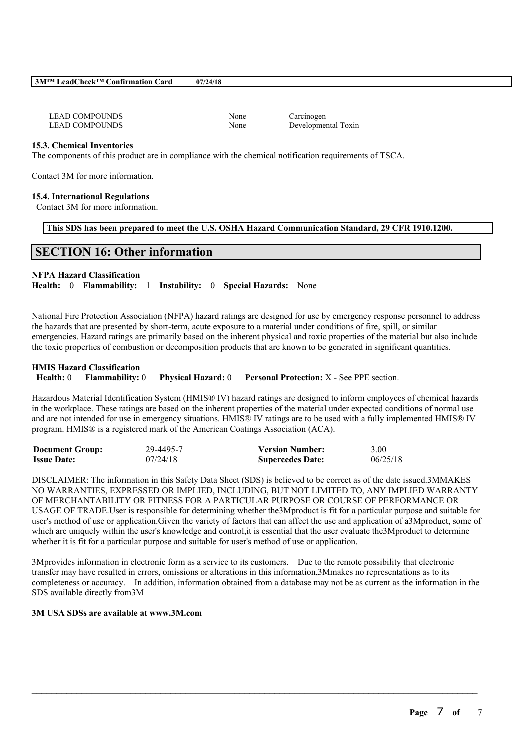| | | |
|---|---|---|
| LEAD COMPOUNDS | None | Carcinogen |
| LEAD COMPOUNDS | None | Developmental Toxin |

**15.3. Chemical Inventories**

The components of this product are in compliance with the chemical notification requirements of TSCA.

Contact 3M for more information.

**15.4. International Regulations**

Contact 3M for more information.

**This SDS has been prepared to meet the U.S. OSHA Hazard Communication Standard, 29 CFR 1910.1200.**

## SECTION 16: Other information

**NFPA Hazard Classification**

**Health:** 0 **Flammability:** 1 **Instability:** 0 **Special Hazards:** None

National Fire Protection Association (NFPA) hazard ratings are designed for use by emergency response personnel to address the hazards that are presented by short-term, acute exposure to a material under conditions of fire, spill, or similar emergencies. Hazard ratings are primarily based on the inherent physical and toxic properties of the material but also include the toxic properties of combustion or decomposition products that are known to be generated in significant quantities.

**HMIS Hazard Classification**

**Health:** 0 **Flammability:** 0 **Physical Hazard:** 0 **Personal Protection:** X - See PPE section.

Hazardous Material Identification System (HMIS® IV) hazard ratings are designed to inform employees of chemical hazards in the workplace. These ratings are based on the inherent properties of the material under expected conditions of normal use and are not intended for use in emergency situations. HMIS® IV ratings are to be used with a fully implemented HMIS® IV program. HMIS® is a registered mark of the American Coatings Association (ACA).

| | | | |
|---|---|---|---|
| **Document Group:** | 29-4495-7 | **Version Number:** | 3.00 |
| **Issue Date:** | 07/24/18 | **Supercedes Date:** | 06/25/18 |

DISCLAIMER: The information in this Safety Data Sheet (SDS) is believed to be correct as of the date issued.3MMAKES NO WARRANTIES, EXPRESSED OR IMPLIED, INCLUDING, BUT NOT LIMITED TO, ANY IMPLIED WARRANTY OF MERCHANTABILITY OR FITNESS FOR A PARTICULAR PURPOSE OR COURSE OF PERFORMANCE OR USAGE OF TRADE.User is responsible for determining whether the3Mproduct is fit for a particular purpose and suitable for user's method of use or application.Given the variety of factors that can affect the use and application of a3Mproduct, some of which are uniquely within the user's knowledge and control,it is essential that the user evaluate the3Mproduct to determine whether it is fit for a particular purpose and suitable for user's method of use or application.

3Mprovides information in electronic form as a service to its customers. Due to the remote possibility that electronic transfer may have resulted in errors, omissions or alterations in this information,3Mmakes no representations as to its completeness or accuracy. In addition, information obtained from a database may not be as current as the information in the SDS available directly from3M

**3M USA SDSs are available at www.3M.com**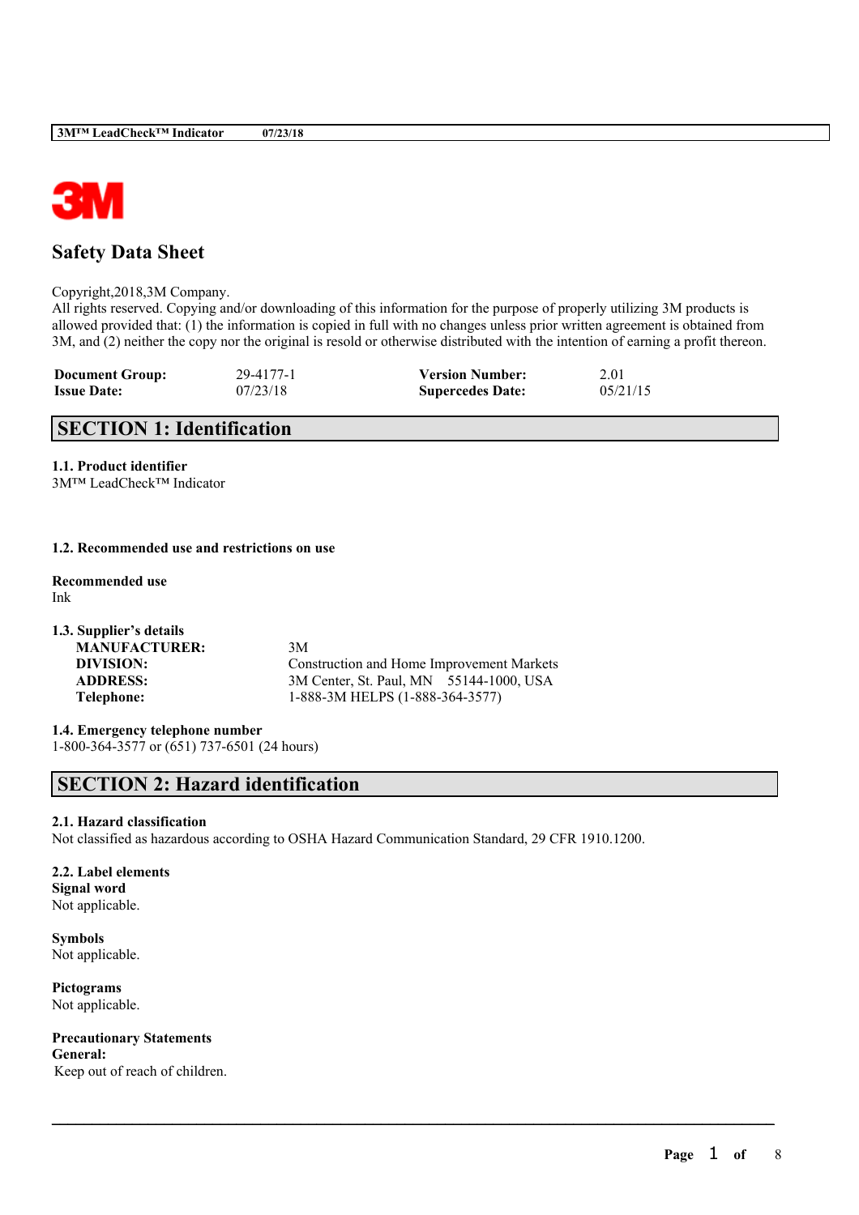# Safety Data Sheet

Copyright,2018,3M Company.
All rights reserved. Copying and/or downloading of this information for the purpose of properly utilizing 3M products is allowed provided that: (1) the information is copied in full with no changes unless prior written agreement is obtained from 3M, and (2) neither the copy nor the original is resold or otherwise distributed with the intention of earning a profit thereon.

| | | | |
|---|---|---|---|
| **Document Group:** | 29-4177-1 | **Version Number:** | 2.01 |
| **Issue Date:** | 07/23/18 | **Supercedes Date:** | 05/21/15 |

## SECTION 1: Identification

**1.1. Product identifier**
3M™ LeadCheck™ Indicator

**1.2. Recommended use and restrictions on use**

**Recommended use**
Ink

**1.3. Supplier's details**

| | |
|---|---|
| **MANUFACTURER:** | 3M |
| **DIVISION:** | Construction and Home Improvement Markets |
| **ADDRESS:** | 3M Center, St. Paul, MN 55144-1000, USA |
| **Telephone:** | 1-888-3M HELPS (1-888-364-3577) |

**1.4. Emergency telephone number**
1-800-364-3577 or (651) 737-6501 (24 hours)

## SECTION 2: Hazard identification

**2.1. Hazard classification**
Not classified as hazardous according to OSHA Hazard Communication Standard, 29 CFR 1910.1200.

**2.2. Label elements**
**Signal word**
Not applicable.

**Symbols**
Not applicable.

**Pictograms**
Not applicable.

**Precautionary Statements**
**General:**
Keep out of reach of children.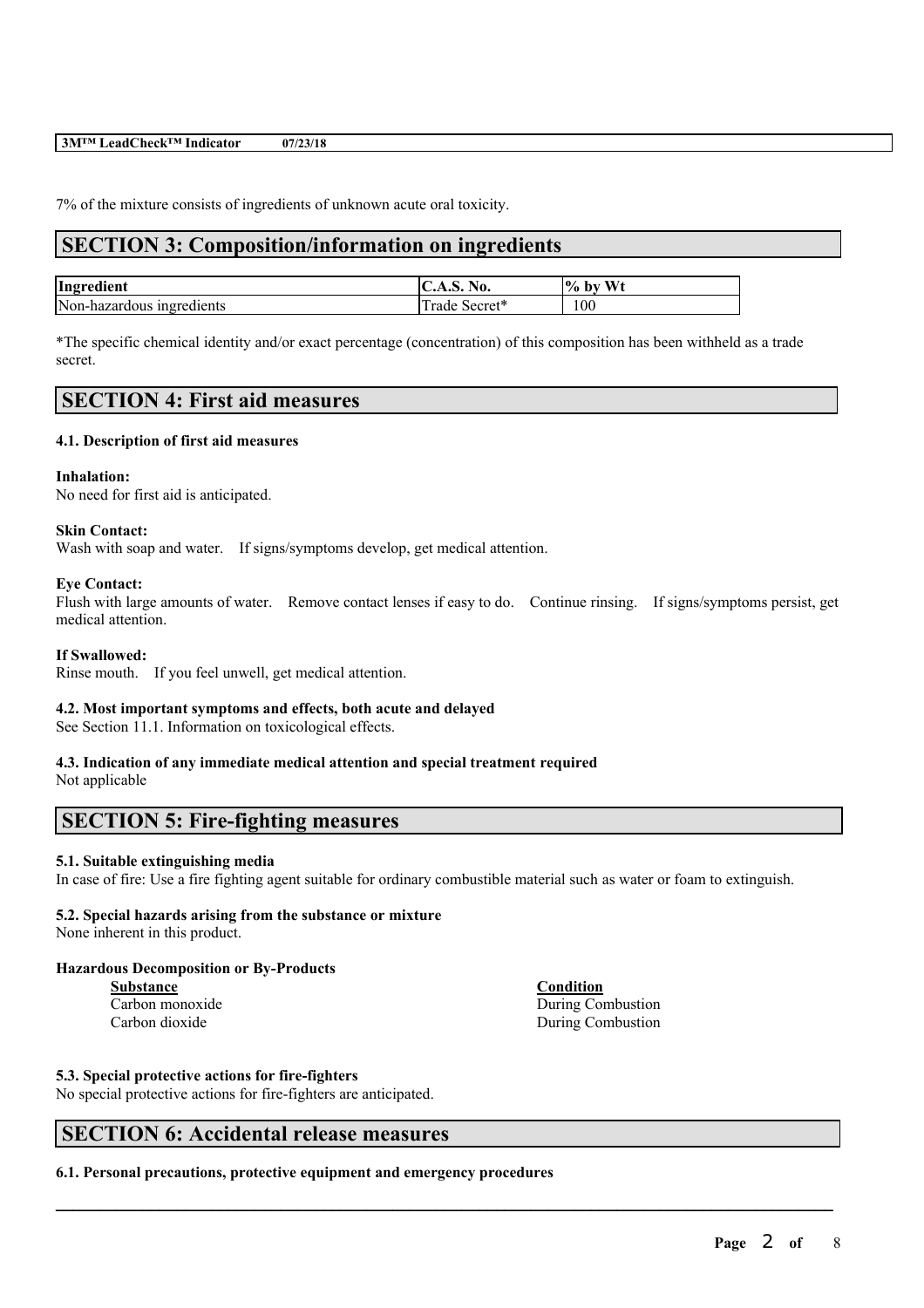7% of the mixture consists of ingredients of unknown acute oral toxicity.

## SECTION 3: Composition/information on ingredients

| Ingredient | C.A.S. No. | % by Wt |
|---|---|---|
| Non-hazardous ingredients | Trade Secret* | 100 |

*The specific chemical identity and/or exact percentage (concentration) of this composition has been withheld as a trade secret.

## SECTION 4: First aid measures

### 4.1. Description of first aid measures

**Inhalation:**
No need for first aid is anticipated.

**Skin Contact:**
Wash with soap and water. If signs/symptoms develop, get medical attention.

**Eye Contact:**
Flush with large amounts of water. Remove contact lenses if easy to do. Continue rinsing. If signs/symptoms persist, get medical attention.

**If Swallowed:**
Rinse mouth. If you feel unwell, get medical attention.

### 4.2. Most important symptoms and effects, both acute and delayed

See Section 11.1. Information on toxicological effects.

### 4.3. Indication of any immediate medical attention and special treatment required

Not applicable

## SECTION 5: Fire-fighting measures

### 5.1. Suitable extinguishing media

In case of fire: Use a fire fighting agent suitable for ordinary combustible material such as water or foam to extinguish.

### 5.2. Special hazards arising from the substance or mixture

None inherent in this product.

**Hazardous Decomposition or By-Products**

| Substance | Condition |
|---|---|
| Carbon monoxide | During Combustion |
| Carbon dioxide | During Combustion |

### 5.3. Special protective actions for fire-fighters

No special protective actions for fire-fighters are anticipated.

## SECTION 6: Accidental release measures

### 6.1. Personal precautions, protective equipment and emergency procedures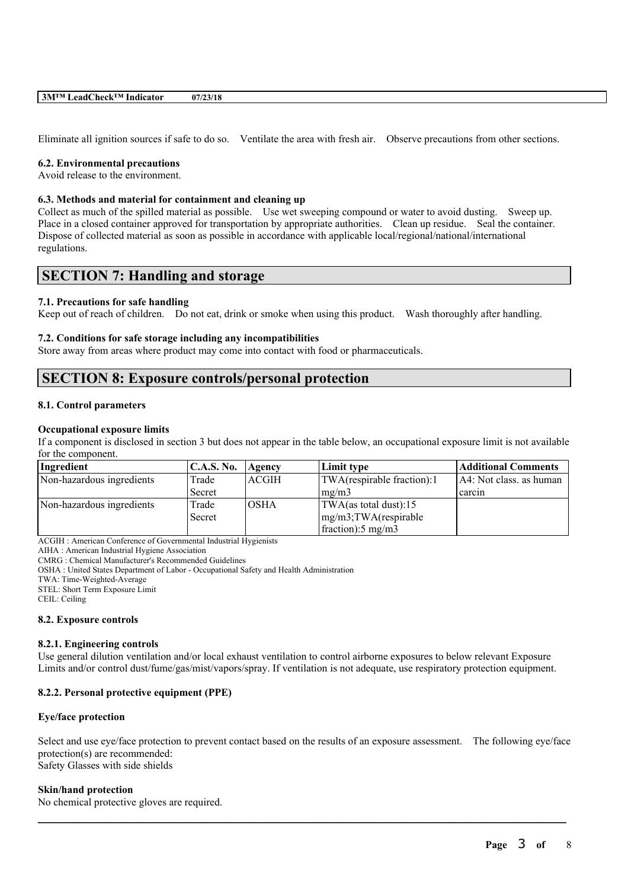Eliminate all ignition sources if safe to do so. Ventilate the area with fresh air. Observe precautions from other sections.

### 6.2. Environmental precautions

Avoid release to the environment.

### 6.3. Methods and material for containment and cleaning up

Collect as much of the spilled material as possible. Use wet sweeping compound or water to avoid dusting. Sweep up. Place in a closed container approved for transportation by appropriate authorities. Clean up residue. Seal the container. Dispose of collected material as soon as possible in accordance with applicable local/regional/national/international regulations.

## SECTION 7: Handling and storage

### 7.1. Precautions for safe handling

Keep out of reach of children. Do not eat, drink or smoke when using this product. Wash thoroughly after handling.

### 7.2. Conditions for safe storage including any incompatibilities

Store away from areas where product may come into contact with food or pharmaceuticals.

## SECTION 8: Exposure controls/personal protection

### 8.1. Control parameters

**Occupational exposure limits**

If a component is disclosed in section 3 but does not appear in the table below, an occupational exposure limit is not available for the component.

| Ingredient | C.A.S. No. | Agency | Limit type | Additional Comments |
|---|---|---|---|---|
| Non-hazardous ingredients | Trade Secret | ACGIH | TWA(respirable fraction):1 mg/m3 | A4: Not class. as human carcin |
| Non-hazardous ingredients | Trade Secret | OSHA | TWA(as total dust):15 mg/m3;TWA(respirable fraction):5 mg/m3 | |

ACGIH : American Conference of Governmental Industrial Hygienists
AIHA : American Industrial Hygiene Association
CMRG : Chemical Manufacturer's Recommended Guidelines
OSHA : United States Department of Labor - Occupational Safety and Health Administration
TWA: Time-Weighted-Average
STEL: Short Term Exposure Limit
CEIL: Ceiling

### 8.2. Exposure controls

#### 8.2.1. Engineering controls

Use general dilution ventilation and/or local exhaust ventilation to control airborne exposures to below relevant Exposure Limits and/or control dust/fume/gas/mist/vapors/spray. If ventilation is not adequate, use respiratory protection equipment.

#### 8.2.2. Personal protective equipment (PPE)

**Eye/face protection**

Select and use eye/face protection to prevent contact based on the results of an exposure assessment. The following eye/face protection(s) are recommended:
Safety Glasses with side shields

**Skin/hand protection**

No chemical protective gloves are required.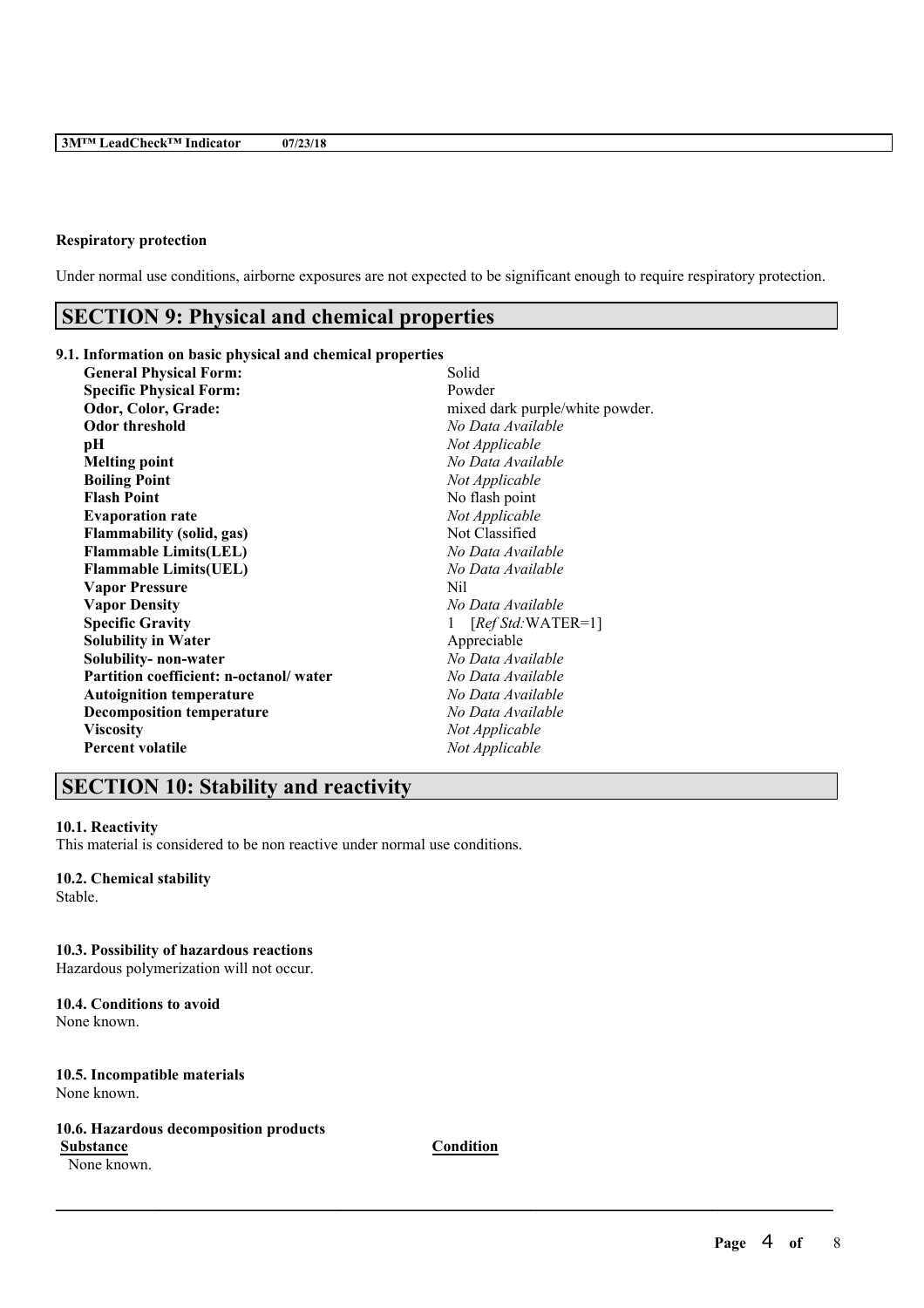**Respiratory protection**

Under normal use conditions, airborne exposures are not expected to be significant enough to require respiratory protection.

## SECTION 9: Physical and chemical properties

### 9.1. Information on basic physical and chemical properties

| | |
|---|---|
| **General Physical Form:** | Solid |
| **Specific Physical Form:** | Powder |
| **Odor, Color, Grade:** | mixed dark purple/white powder. |
| **Odor threshold** | *No Data Available* |
| **pH** | *Not Applicable* |
| **Melting point** | *No Data Available* |
| **Boiling Point** | *Not Applicable* |
| **Flash Point** | No flash point |
| **Evaporation rate** | *Not Applicable* |
| **Flammability (solid, gas)** | Not Classified |
| **Flammable Limits(LEL)** | *No Data Available* |
| **Flammable Limits(UEL)** | *No Data Available* |
| **Vapor Pressure** | Nil |
| **Vapor Density** | *No Data Available* |
| **Specific Gravity** | 1 [*Ref Std:*WATER=1] |
| **Solubility in Water** | Appreciable |
| **Solubility- non-water** | *No Data Available* |
| **Partition coefficient: n-octanol/ water** | *No Data Available* |
| **Autoignition temperature** | *No Data Available* |
| **Decomposition temperature** | *No Data Available* |
| **Viscosity** | *Not Applicable* |
| **Percent volatile** | *Not Applicable* |

## SECTION 10: Stability and reactivity

### 10.1. Reactivity

This material is considered to be non reactive under normal use conditions.

### 10.2. Chemical stability

Stable.

### 10.3. Possibility of hazardous reactions

Hazardous polymerization will not occur.

### 10.4. Conditions to avoid

None known.

### 10.5. Incompatible materials

None known.

### 10.6. Hazardous decomposition products

| Substance | Condition |
|---|---|
| None known. | |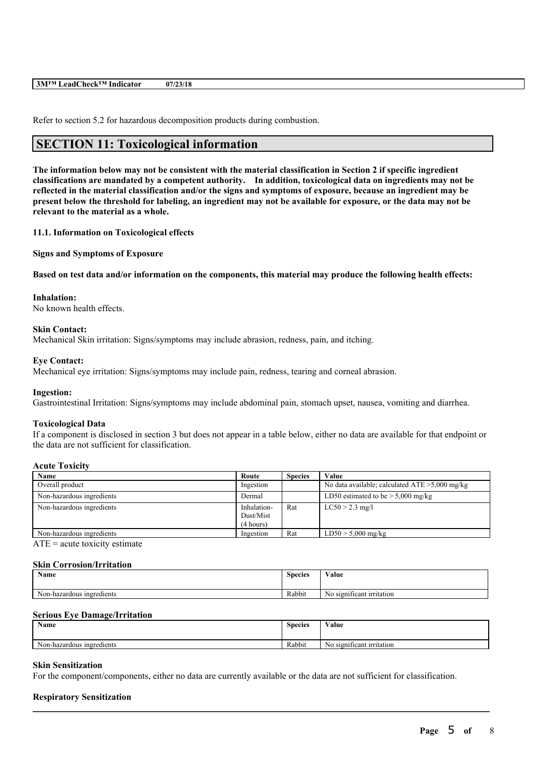Refer to section 5.2 for hazardous decomposition products during combustion.

## SECTION 11: Toxicological information

**The information below may not be consistent with the material classification in Section 2 if specific ingredient classifications are mandated by a competent authority. In addition, toxicological data on ingredients may not be reflected in the material classification and/or the signs and symptoms of exposure, because an ingredient may be present below the threshold for labeling, an ingredient may not be available for exposure, or the data may not be relevant to the material as a whole.**

### 11.1. Information on Toxicological effects

**Signs and Symptoms of Exposure**

**Based on test data and/or information on the components, this material may produce the following health effects:**

**Inhalation:**
No known health effects.

**Skin Contact:**
Mechanical Skin irritation: Signs/symptoms may include abrasion, redness, pain, and itching.

**Eye Contact:**
Mechanical eye irritation: Signs/symptoms may include pain, redness, tearing and corneal abrasion.

**Ingestion:**
Gastrointestinal Irritation: Signs/symptoms may include abdominal pain, stomach upset, nausea, vomiting and diarrhea.

**Toxicological Data**
If a component is disclosed in section 3 but does not appear in a table below, either no data are available for that endpoint or the data are not sufficient for classification.

**Acute Toxicity**

| Name | Route | Species | Value |
|---|---|---|---|
| Overall product | Ingestion | | No data available; calculated ATE >5,000 mg/kg |
| Non-hazardous ingredients | Dermal | | LD50 estimated to be > 5,000 mg/kg |
| Non-hazardous ingredients | Inhalation-Dust/Mist (4 hours) | Rat | LC50 > 2.3 mg/l |
| Non-hazardous ingredients | Ingestion | Rat | LD50 > 5,000 mg/kg |

ATE = acute toxicity estimate

**Skin Corrosion/Irritation**

| Name | Species | Value |
|---|---|---|
| Non-hazardous ingredients | Rabbit | No significant irritation |

**Serious Eye Damage/Irritation**

| Name | Species | Value |
|---|---|---|
| Non-hazardous ingredients | Rabbit | No significant irritation |

**Skin Sensitization**
For the component/components, either no data are currently available or the data are not sufficient for classification.

**Respiratory Sensitization**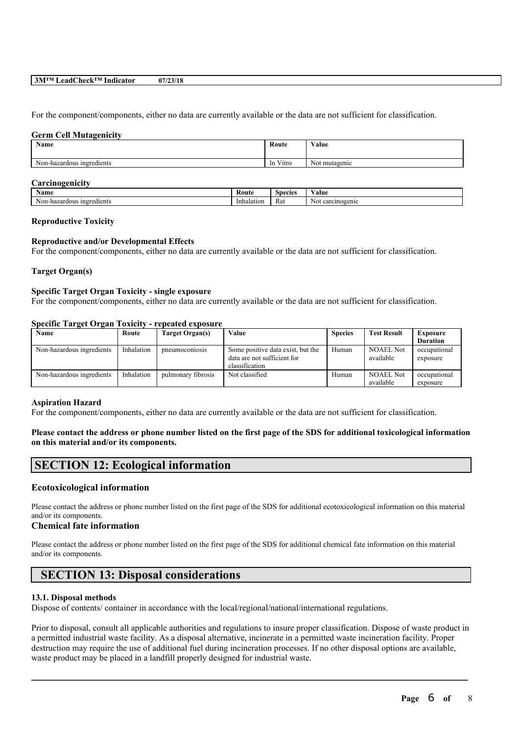For the component/components, either no data are currently available or the data are not sufficient for classification.

**Germ Cell Mutagenicity**

| Name | Route | Value |
|---|---|---|
| Non-hazardous ingredients | In Vitro | Not mutagenic |

**Carcinogenicity**

| Name | Route | Species | Value |
|---|---|---|---|
| Non-hazardous ingredients | Inhalation | Rat | Not carcinogenic |

**Reproductive Toxicity**

**Reproductive and/or Developmental Effects**

For the component/components, either no data are currently available or the data are not sufficient for classification.

**Target Organ(s)**

**Specific Target Organ Toxicity - single exposure**

For the component/components, either no data are currently available or the data are not sufficient for classification.

**Specific Target Organ Toxicity - repeated exposure**

| Name | Route | Target Organ(s) | Value | Species | Test Result | Exposure Duration |
|---|---|---|---|---|---|---|
| Non-hazardous ingredients | Inhalation | pneumoconiosis | Some positive data exist, but the data are not sufficient for classification | Human | NOAEL Not available | occupational exposure |
| Non-hazardous ingredients | Inhalation | pulmonary fibrosis | Not classified | Human | NOAEL Not available | occupational exposure |

**Aspiration Hazard**

For the component/components, either no data are currently available or the data are not sufficient for classification.

**Please contact the address or phone number listed on the first page of the SDS for additional toxicological information on this material and/or its components.**

## SECTION 12: Ecological information

### Ecotoxicological information

Please contact the address or phone number listed on the first page of the SDS for additional ecotoxicological information on this material and/or its components.

### Chemical fate information

Please contact the address or phone number listed on the first page of the SDS for additional chemical fate information on this material and/or its components.

## SECTION 13: Disposal considerations

**13.1. Disposal methods**

Dispose of contents/ container in accordance with the local/regional/national/international regulations.

Prior to disposal, consult all applicable authorities and regulations to insure proper classification. Dispose of waste product in a permitted industrial waste facility. As a disposal alternative, incinerate in a permitted waste incineration facility. Proper destruction may require the use of additional fuel during incineration processes. If no other disposal options are available, waste product may be placed in a landfill properly designed for industrial waste.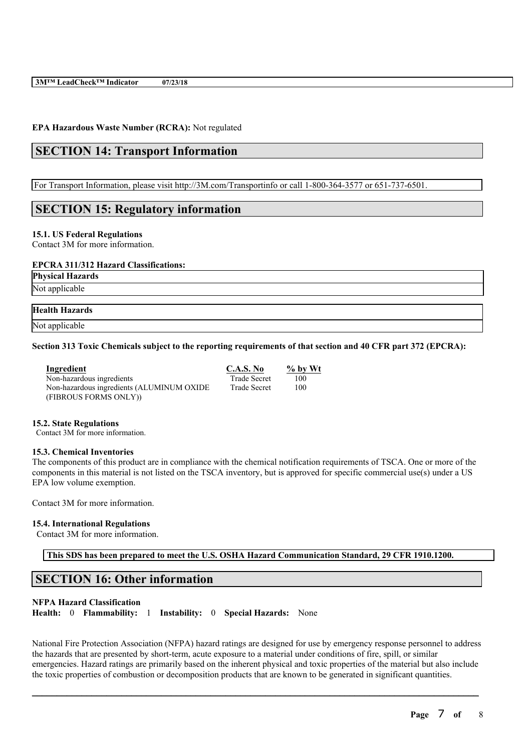**EPA Hazardous Waste Number (RCRA):** Not regulated

## SECTION 14: Transport Information

For Transport Information, please visit http://3M.com/Transportinfo or call 1-800-364-3577 or 651-737-6501.

## SECTION 15: Regulatory information

**15.1. US Federal Regulations**
Contact 3M for more information.

**EPCRA 311/312 Hazard Classifications:**

| Physical Hazards |
|---|
| Not applicable |

| Health Hazards |
|---|
| Not applicable |

**Section 313 Toxic Chemicals subject to the reporting requirements of that section and 40 CFR part 372 (EPCRA):**

| Ingredient | C.A.S. No | % by Wt |
|---|---|---|
| Non-hazardous ingredients | Trade Secret | 100 |
| Non-hazardous ingredients (ALUMINUM OXIDE (FIBROUS FORMS ONLY)) | Trade Secret | 100 |

**15.2. State Regulations**
Contact 3M for more information.

**15.3. Chemical Inventories**
The components of this product are in compliance with the chemical notification requirements of TSCA. One or more of the components in this material is not listed on the TSCA inventory, but is approved for specific commercial use(s) under a US EPA low volume exemption.

Contact 3M for more information.

**15.4. International Regulations**
Contact 3M for more information.

**This SDS has been prepared to meet the U.S. OSHA Hazard Communication Standard, 29 CFR 1910.1200.**

## SECTION 16: Other information

**NFPA Hazard Classification**
**Health:** 0 **Flammability:** 1 **Instability:** 0 **Special Hazards:** None

National Fire Protection Association (NFPA) hazard ratings are designed for use by emergency response personnel to address the hazards that are presented by short-term, acute exposure to a material under conditions of fire, spill, or similar emergencies. Hazard ratings are primarily based on the inherent physical and toxic properties of the material but also include the toxic properties of combustion or decomposition products that are known to be generated in significant quantities.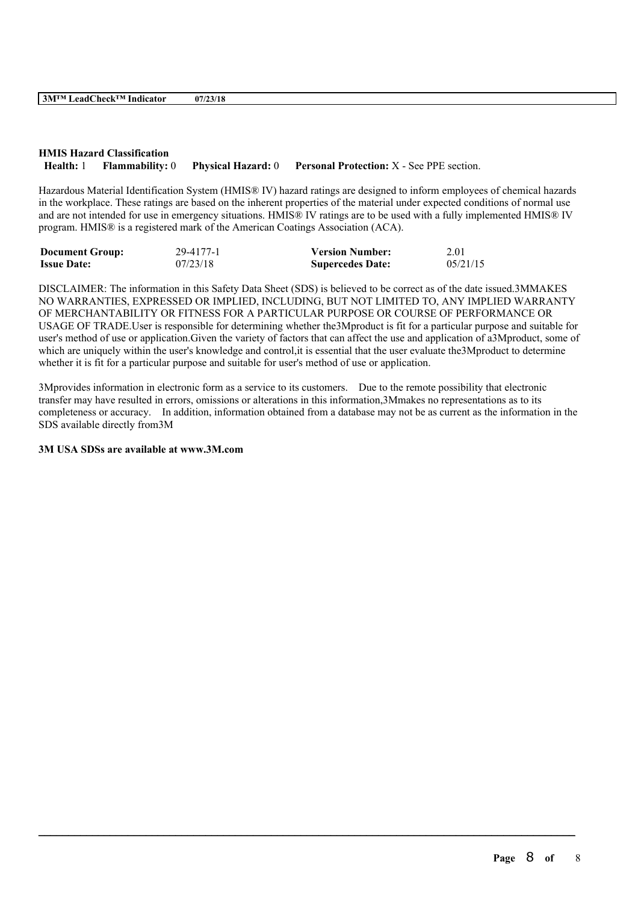**HMIS Hazard Classification**
**Health:** 1 **Flammability:** 0 **Physical Hazard:** 0 **Personal Protection:** X - See PPE section.

Hazardous Material Identification System (HMIS® IV) hazard ratings are designed to inform employees of chemical hazards in the workplace. These ratings are based on the inherent properties of the material under expected conditions of normal use and are not intended for use in emergency situations. HMIS® IV ratings are to be used with a fully implemented HMIS® IV program. HMIS® is a registered mark of the American Coatings Association (ACA).

| | | | |
|---|---|---|---|
| **Document Group:** | 29-4177-1 | **Version Number:** | 2.01 |
| **Issue Date:** | 07/23/18 | **Supercedes Date:** | 05/21/15 |

DISCLAIMER: The information in this Safety Data Sheet (SDS) is believed to be correct as of the date issued.3MMAKES NO WARRANTIES, EXPRESSED OR IMPLIED, INCLUDING, BUT NOT LIMITED TO, ANY IMPLIED WARRANTY OF MERCHANTABILITY OR FITNESS FOR A PARTICULAR PURPOSE OR COURSE OF PERFORMANCE OR USAGE OF TRADE.User is responsible for determining whether the3Mproduct is fit for a particular purpose and suitable for user's method of use or application.Given the variety of factors that can affect the use and application of a3Mproduct, some of which are uniquely within the user's knowledge and control,it is essential that the user evaluate the3Mproduct to determine whether it is fit for a particular purpose and suitable for user's method of use or application.

3Mprovides information in electronic form as a service to its customers. Due to the remote possibility that electronic transfer may have resulted in errors, omissions or alterations in this information,3Mmakes no representations as to its completeness or accuracy. In addition, information obtained from a database may not be as current as the information in the SDS available directly from3M

**3M USA SDSs are available at www.3M.com**